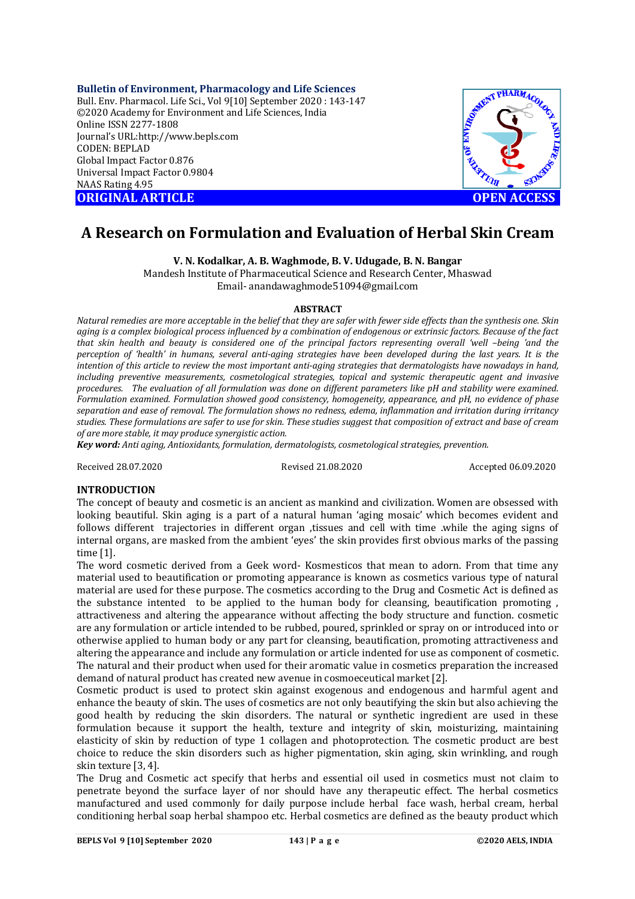**Bulletin of Environment, Pharmacology and Life Sciences**
Bull. Env. Pharmacol. Life Sci., Vol 9[10] September 2020 : 143-147
©2020 Academy for Environment and Life Sciences, India
Online ISSN 2277-1808
Journal's URL:http://www.bepls.com
CODEN: BEPLAD
Global Impact Factor 0.876
Universal Impact Factor 0.9804
NAAS Rating 4.95

**ORIGINAL ARTICLE** **OPEN ACCESS**

# A Research on Formulation and Evaluation of Herbal Skin Cream

**V. N. Kodalkar, A. B. Waghmode, B. V. Udugade, B. N. Bangar**
Mandesh Institute of Pharmaceutical Science and Research Center, Mhaswad
Email- anandawaghmode51094@gmail.com

## ABSTRACT

*Natural remedies are more acceptable in the belief that they are safer with fewer side effects than the synthesis one. Skin aging is a complex biological process influenced by a combination of endogenous or extrinsic factors. Because of the fact that skin health and beauty is considered one of the principal factors representing overall 'well –being 'and the perception of 'health' in humans, several anti-aging strategies have been developed during the last years. It is the intention of this article to review the most important anti-aging strategies that dermatologists have nowadays in hand, including preventive measurements, cosmetological strategies, topical and systemic therapeutic agent and invasive procedures. The evaluation of all formulation was done on different parameters like pH and stability were examined. Formulation examined. Formulation showed good consistency, homogeneity, appearance, and pH, no evidence of phase separation and ease of removal. The formulation shows no redness, edema, inflammation and irritation during irritancy studies. These formulations are safer to use for skin. These studies suggest that composition of extract and base of cream of are more stable, it may produce synergistic action.*

***Key word:** Anti aging, Antioxidants, formulation, dermatologists, cosmetological strategies, prevention.*

Received 28.07.2020 Revised 21.08.2020 Accepted 06.09.2020

## INTRODUCTION

The concept of beauty and cosmetic is an ancient as mankind and civilization. Women are obsessed with looking beautiful. Skin aging is a part of a natural human 'aging mosaic' which becomes evident and follows different trajectories in different organ ,tissues and cell with time .while the aging signs of internal organs, are masked from the ambient 'eyes' the skin provides first obvious marks of the passing time [1].

The word cosmetic derived from a Geek word- Kosmesticos that mean to adorn. From that time any material used to beautification or promoting appearance is known as cosmetics various type of natural material are used for these purpose. The cosmetics according to the Drug and Cosmetic Act is defined as the substance intented to be applied to the human body for cleansing, beautification promoting , attractiveness and altering the appearance without affecting the body structure and function. cosmetic are any formulation or article intended to be rubbed, poured, sprinkled or spray on or introduced into or otherwise applied to human body or any part for cleansing, beautification, promoting attractiveness and altering the appearance and include any formulation or article indented for use as component of cosmetic. The natural and their product when used for their aromatic value in cosmetics preparation the increased demand of natural product has created new avenue in cosmoeceutical market [2].

Cosmetic product is used to protect skin against exogenous and endogenous and harmful agent and enhance the beauty of skin. The uses of cosmetics are not only beautifying the skin but also achieving the good health by reducing the skin disorders. The natural or synthetic ingredient are used in these formulation because it support the health, texture and integrity of skin, moisturizing, maintaining elasticity of skin by reduction of type 1 collagen and photoprotection. The cosmetic product are best choice to reduce the skin disorders such as higher pigmentation, skin aging, skin wrinkling, and rough skin texture [3, 4].

The Drug and Cosmetic act specify that herbs and essential oil used in cosmetics must not claim to penetrate beyond the surface layer of nor should have any therapeutic effect. The herbal cosmetics manufactured and used commonly for daily purpose include herbal face wash, herbal cream, herbal conditioning herbal soap herbal shampoo etc. Herbal cosmetics are defined as the beauty product which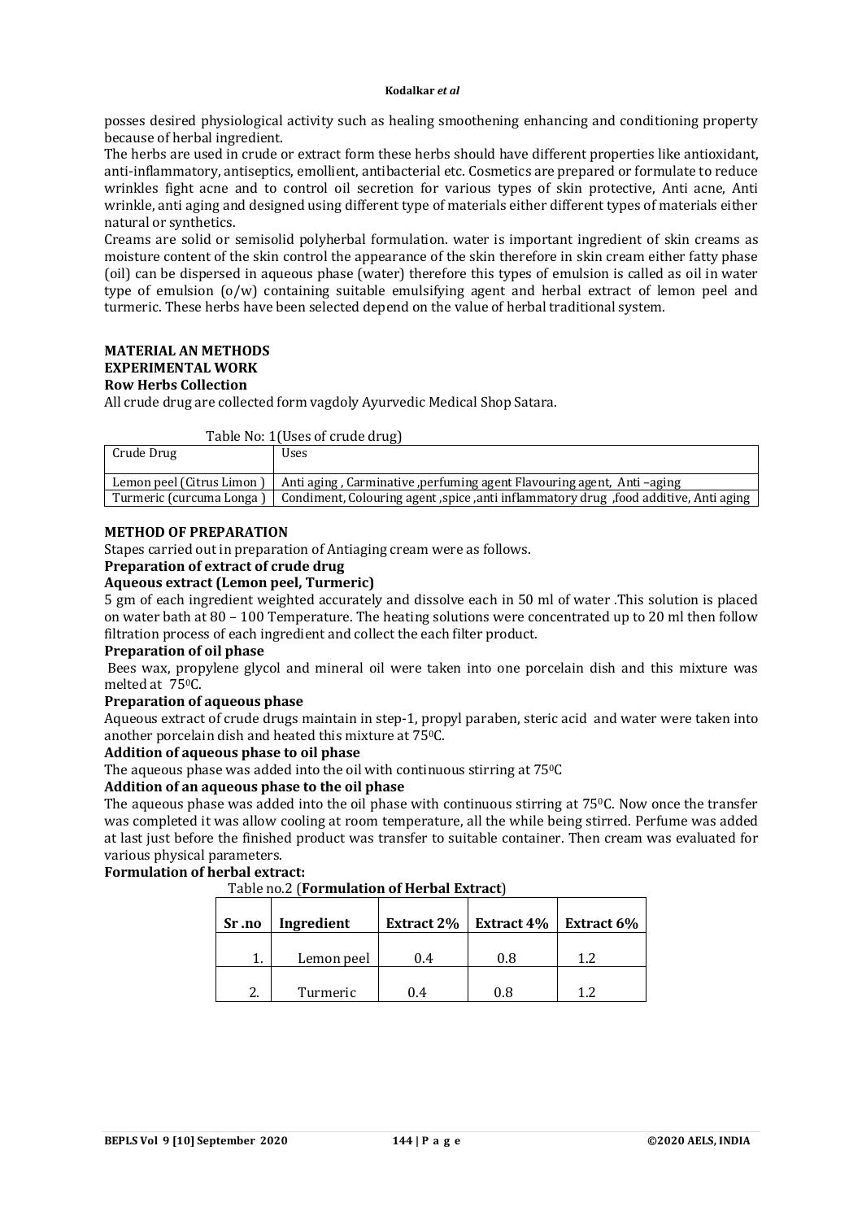posses desired physiological activity such as healing smoothening enhancing and conditioning property because of herbal ingredient.

The herbs are used in crude or extract form these herbs should have different properties like antioxidant, anti-inflammatory, antiseptics, emollient, antibacterial etc. Cosmetics are prepared or formulate to reduce wrinkles fight acne and to control oil secretion for various types of skin protective, Anti acne, Anti wrinkle, anti aging and designed using different type of materials either different types of materials either natural or synthetics.

Creams are solid or semisolid polyherbal formulation. water is important ingredient of skin creams as moisture content of the skin control the appearance of the skin therefore in skin cream either fatty phase (oil) can be dispersed in aqueous phase (water) therefore this types of emulsion is called as oil in water type of emulsion (o/w) containing suitable emulsifying agent and herbal extract of lemon peel and turmeric. These herbs have been selected depend on the value of herbal traditional system.

## MATERIAL AN METHODS

### EXPERIMENTAL WORK

### Row Herbs Collection

All crude drug are collected form vagdoly Ayurvedic Medical Shop Satara.

Table No: 1(Uses of crude drug)

| Crude Drug | Uses |
|---|---|
| Lemon peel (Citrus Limon ) | Anti aging , Carminative ,perfuming agent Flavouring agent, Anti –aging |
| Turmeric (curcuma Longa ) | Condiment, Colouring agent ,spice ,anti inflammatory drug ,food additive, Anti aging |

### METHOD OF PREPARATION

Stapes carried out in preparation of Antiaging cream were as follows.

**Preparation of extract of crude drug**

**Aqueous extract (Lemon peel, Turmeric)**

5 gm of each ingredient weighted accurately and dissolve each in 50 ml of water .This solution is placed on water bath at 80 – 100 Temperature. The heating solutions were concentrated up to 20 ml then follow filtration process of each ingredient and collect the each filter product.

**Preparation of oil phase**

Bees wax, propylene glycol and mineral oil were taken into one porcelain dish and this mixture was melted at 75$^0$C.

**Preparation of aqueous phase**

Aqueous extract of crude drugs maintain in step-1, propyl paraben, steric acid and water were taken into another porcelain dish and heated this mixture at 75$^0$C.

**Addition of aqueous phase to oil phase**

The aqueous phase was added into the oil with continuous stirring at 75$^0$C

**Addition of an aqueous phase to the oil phase**

The aqueous phase was added into the oil phase with continuous stirring at 75$^0$C. Now once the transfer was completed it was allow cooling at room temperature, all the while being stirred. Perfume was added at last just before the finished product was transfer to suitable container. Then cream was evaluated for various physical parameters.

**Formulation of herbal extract:**

Table no.2 (**Formulation of Herbal Extract**)

| Sr .no | Ingredient | Extract 2% | Extract 4% | Extract 6% |
|---|---|---|---|---|
| 1. | Lemon peel | 0.4 | 0.8 | 1.2 |
| 2. | Turmeric | 0.4 | 0.8 | 1.2 |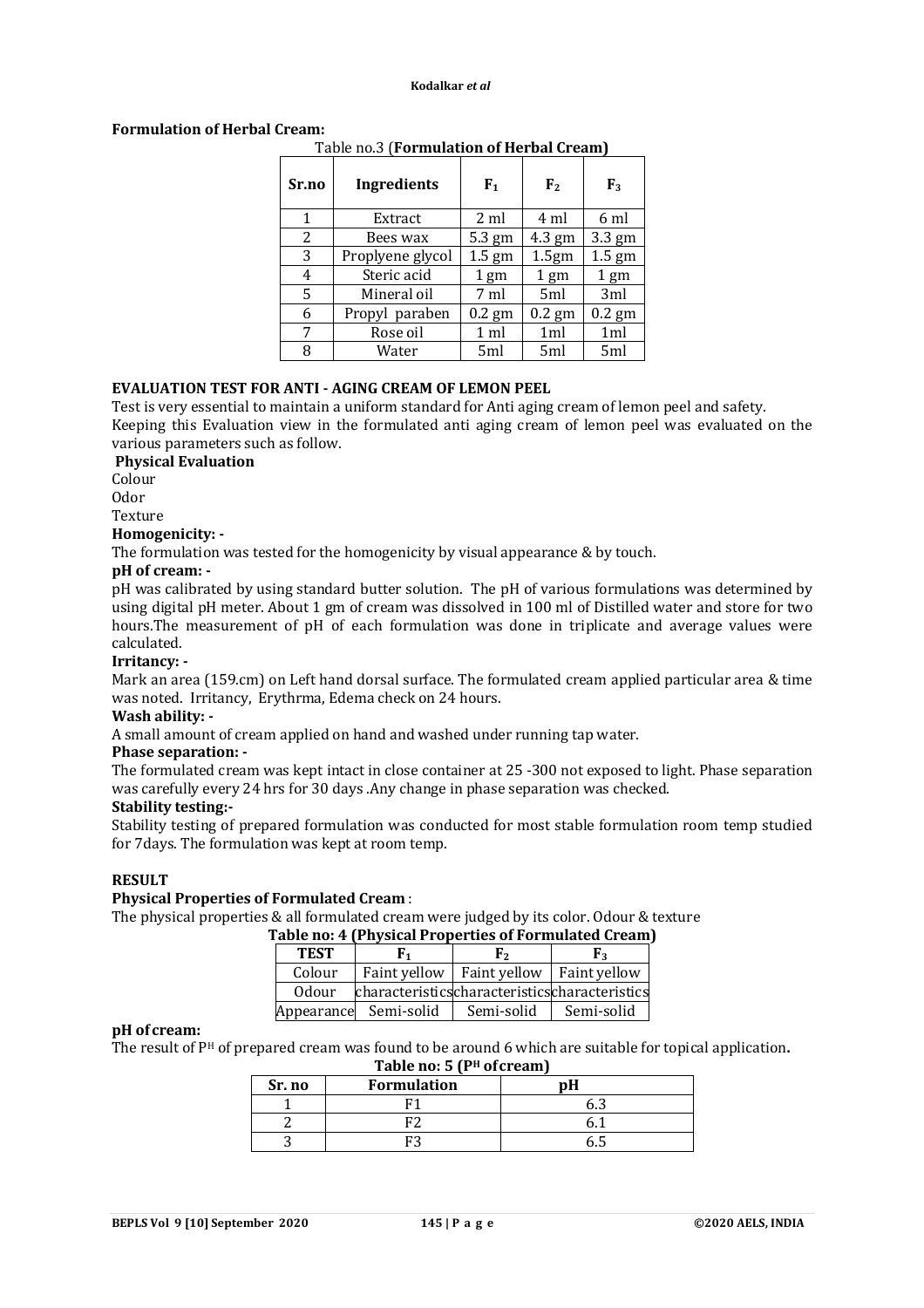**Formulation of Herbal Cream:**

Table no.3 (**Formulation of Herbal Cream)**

| Sr.no | Ingredients | $F_1$ | $F_2$ | $F_3$ |
|---|---|---|---|---|
| 1 | Extract | 2 ml | 4 ml | 6 ml |
| 2 | Bees wax | 5.3 gm | 4.3 gm | 3.3 gm |
| 3 | Proplyene glycol | 1.5 gm | 1.5gm | 1.5 gm |
| 4 | Steric acid | 1 gm | 1 gm | 1 gm |
| 5 | Mineral oil | 7 ml | 5ml | 3ml |
| 6 | Propyl paraben | 0.2 gm | 0.2 gm | 0.2 gm |
| 7 | Rose oil | 1 ml | 1ml | 1ml |
| 8 | Water | 5ml | 5ml | 5ml |

**EVALUATION TEST FOR ANTI - AGING CREAM OF LEMON PEEL**

Test is very essential to maintain a uniform standard for Anti aging cream of lemon peel and safety. Keeping this Evaluation view in the formulated anti aging cream of lemon peel was evaluated on the various parameters such as follow.

**Physical Evaluation**

Colour

Odor

Texture

**Homogenicity: -**

The formulation was tested for the homogenicity by visual appearance & by touch.

**pH of cream: -**

pH was calibrated by using standard butter solution. The pH of various formulations was determined by using digital pH meter. About 1 gm of cream was dissolved in 100 ml of Distilled water and store for two hours.The measurement of pH of each formulation was done in triplicate and average values were calculated.

**Irritancy: -**

Mark an area (159.cm) on Left hand dorsal surface. The formulated cream applied particular area & time was noted. Irritancy, Erythrma, Edema check on 24 hours.

**Wash ability: -**

A small amount of cream applied on hand and washed under running tap water.

**Phase separation: -**

The formulated cream was kept intact in close container at 25 -300 not exposed to light. Phase separation was carefully every 24 hrs for 30 days .Any change in phase separation was checked.

**Stability testing:-**

Stability testing of prepared formulation was conducted for most stable formulation room temp studied for 7days. The formulation was kept at room temp.

**RESULT**

**Physical Properties of Formulated Cream** :

The physical properties & all formulated cream were judged by its color. Odour & texture

**Table no: 4 (Physical Properties of Formulated Cream)**

| TEST | $F_1$ | $F_2$ | $F_3$ |
|---|---|---|---|
| Colour | Faint yellow | Faint yellow | Faint yellow |
| Odour | characteristics | characteristics | characteristics |
| Appearance | Semi-solid | Semi-solid | Semi-solid |

**pH of cream:**

The result of $P^H$ of prepared cream was found to be around 6 which are suitable for topical application**.**

**Table no: 5 ($P^H$ of cream)**

| Sr. no | Formulation | pH |
|---|---|---|
| 1 | F1 | 6.3 |
| 2 | F2 | 6.1 |
| 3 | F3 | 6.5 |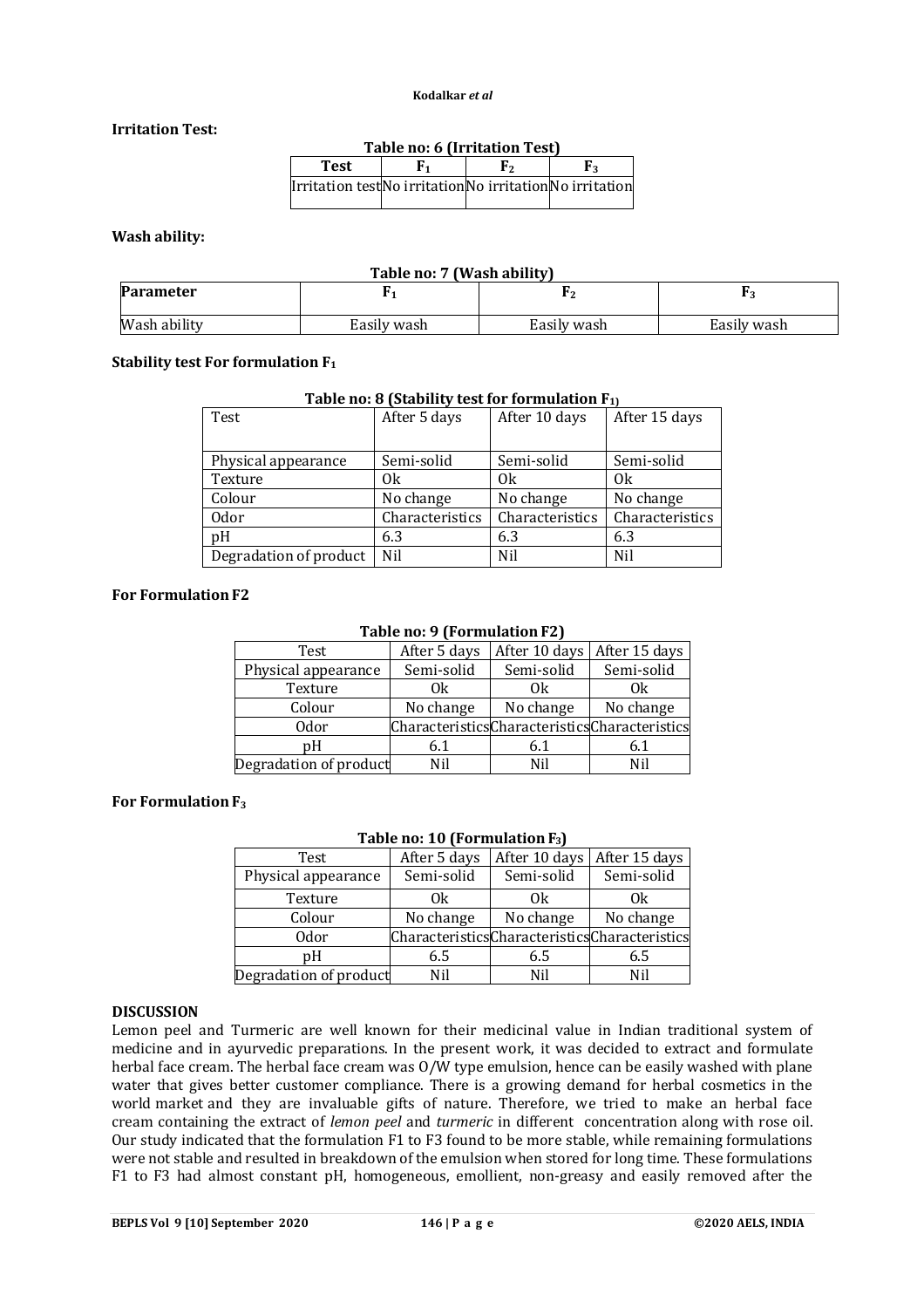**Irritation Test:**

**Table no: 6 (Irritation Test)**

| Test | $F_1$ | $F_2$ | $F_3$ |
|---|---|---|---|
| Irritation test | No irritation | No irritation | No irritation |

**Wash ability:**

**Table no: 7 (Wash ability)**

| Parameter | $F_1$ | $F_2$ | $F_3$ |
|---|---|---|---|
| Wash ability | Easily wash | Easily wash | Easily wash |

**Stability test For formulation $F_1$**

**Table no: 8 (Stability test for formulation $F_1$)**

| Test | After 5 days | After 10 days | After 15 days |
|---|---|---|---|
| Physical appearance | Semi-solid | Semi-solid | Semi-solid |
| Texture | Ok | Ok | Ok |
| Colour | No change | No change | No change |
| Odor | Characteristics | Characteristics | Characteristics |
| pH | 6.3 | 6.3 | 6.3 |
| Degradation of product | Nil | Nil | Nil |

**For Formulation F2**

**Table no: 9 (Formulation F2)**

| Test | After 5 days | After 10 days | After 15 days |
|---|---|---|---|
| Physical appearance | Semi-solid | Semi-solid | Semi-solid |
| Texture | Ok | Ok | Ok |
| Colour | No change | No change | No change |
| Odor | Characteristics | Characteristics | Characteristics |
| pH | 6.1 | 6.1 | 6.1 |
| Degradation of product | Nil | Nil | Nil |

**For Formulation $F_3$**

**Table no: 10 (Formulation $F_3$)**

| Test | After 5 days | After 10 days | After 15 days |
|---|---|---|---|
| Physical appearance | Semi-solid | Semi-solid | Semi-solid |
| Texture | Ok | Ok | Ok |
| Colour | No change | No change | No change |
| Odor | Characteristics | Characteristics | Characteristics |
| pH | 6.5 | 6.5 | 6.5 |
| Degradation of product | Nil | Nil | Nil |

## DISCUSSION

Lemon peel and Turmeric are well known for their medicinal value in Indian traditional system of medicine and in ayurvedic preparations. In the present work, it was decided to extract and formulate herbal face cream. The herbal face cream was O/W type emulsion, hence can be easily washed with plane water that gives better customer compliance. There is a growing demand for herbal cosmetics in the world market and they are invaluable gifts of nature. Therefore, we tried to make an herbal face cream containing the extract of *lemon peel* and *turmeric* in different concentration along with rose oil. Our study indicated that the formulation F1 to F3 found to be more stable, while remaining formulations were not stable and resulted in breakdown of the emulsion when stored for long time. These formulations F1 to F3 had almost constant pH, homogeneous, emollient, non-greasy and easily removed after the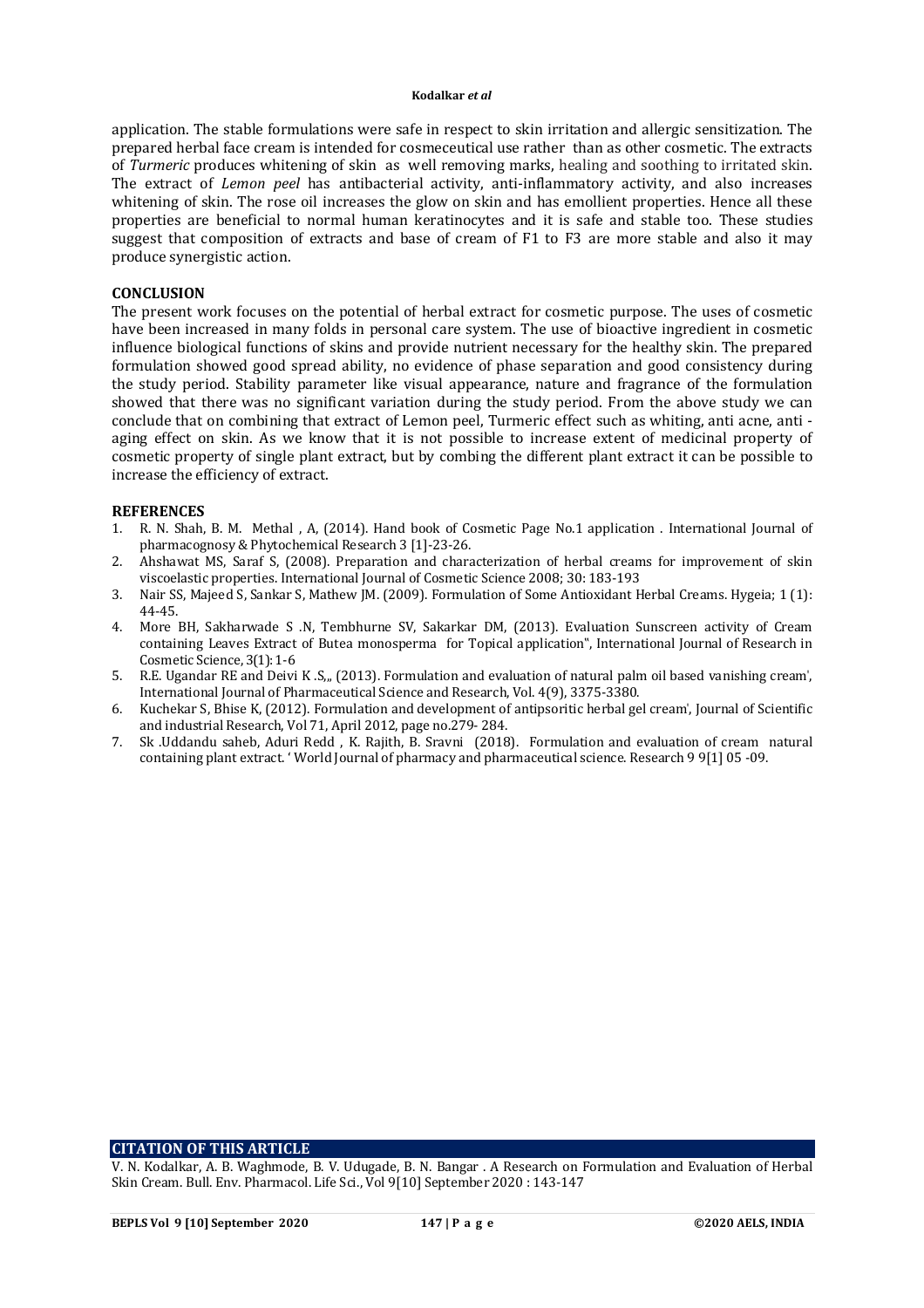application. The stable formulations were safe in respect to skin irritation and allergic sensitization. The prepared herbal face cream is intended for cosmeceutical use rather than as other cosmetic. The extracts of *Turmeric* produces whitening of skin as well removing marks, healing and soothing to irritated skin. The extract of *Lemon peel* has antibacterial activity, anti-inflammatory activity, and also increases whitening of skin. The rose oil increases the glow on skin and has emollient properties. Hence all these properties are beneficial to normal human keratinocytes and it is safe and stable too. These studies suggest that composition of extracts and base of cream of F1 to F3 are more stable and also it may produce synergistic action.

## CONCLUSION

The present work focuses on the potential of herbal extract for cosmetic purpose. The uses of cosmetic have been increased in many folds in personal care system. The use of bioactive ingredient in cosmetic influence biological functions of skins and provide nutrient necessary for the healthy skin. The prepared formulation showed good spread ability, no evidence of phase separation and good consistency during the study period. Stability parameter like visual appearance, nature and fragrance of the formulation showed that there was no significant variation during the study period. From the above study we can conclude that on combining that extract of Lemon peel, Turmeric effect such as whiting, anti acne, anti - aging effect on skin. As we know that it is not possible to increase extent of medicinal property of cosmetic property of single plant extract, but by combing the different plant extract it can be possible to increase the efficiency of extract.

## REFERENCES

1. R. N. Shah, B. M. Methal , A, (2014). Hand book of Cosmetic Page No.1 application . International Journal of pharmacognosy & Phytochemical Research 3 [1]-23-26.
2. Ahshawat MS, Saraf S, (2008). Preparation and characterization of herbal creams for improvement of skin viscoelastic properties. International Journal of Cosmetic Science 2008; 30: 183-193
3. Nair SS, Majeed S, Sankar S, Mathew JM. (2009). Formulation of Some Antioxidant Herbal Creams. Hygeia; 1 (1): 44-45.
4. More BH, Sakharwade S .N, Tembhurne SV, Sakarkar DM, (2013). Evaluation Sunscreen activity of Cream containing Leaves Extract of Butea monosperma for Topical application", International Journal of Research in Cosmetic Science, 3(1): 1-6
5. R.E. Ugandar RE and Deivi K .S,,, (2013). Formulation and evaluation of natural palm oil based vanishing cream', International Journal of Pharmaceutical Science and Research, Vol. 4(9), 3375-3380.
6. Kuchekar S, Bhise K, (2012). Formulation and development of antipsoritic herbal gel cream', Journal of Scientific and industrial Research, Vol 71, April 2012, page no.279- 284.
7. Sk .Uddandu saheb, Aduri Redd , K. Rajith, B. Sravni (2018). Formulation and evaluation of cream natural containing plant extract. ' World Journal of pharmacy and pharmaceutical science. Research 9 9[1] 05 -09.

**CITATION OF THIS ARTICLE**

V. N. Kodalkar, A. B. Waghmode, B. V. Udugade, B. N. Bangar . A Research on Formulation and Evaluation of Herbal Skin Cream. Bull. Env. Pharmacol. Life Sci., Vol 9[10] September 2020 : 143-147